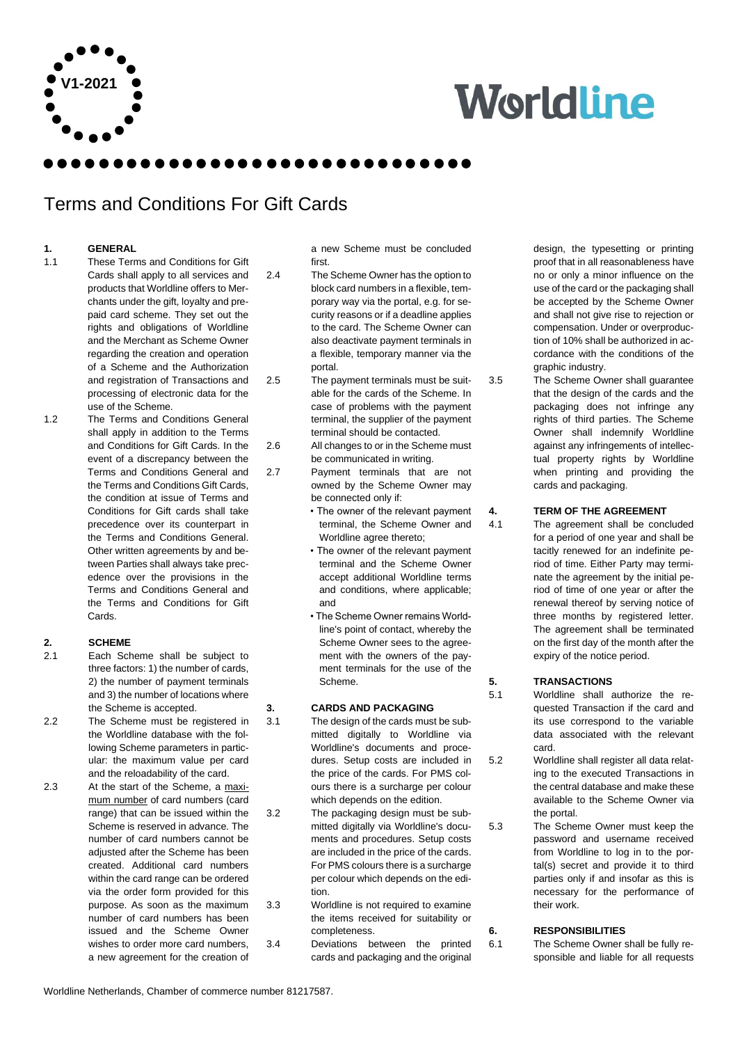V1-2021

Worldline

# Terms and Conditions For Gift Cards

## 1. GENERAL

1.1 These Terms and Conditions for Gift Cards shall apply to all services and products that Worldline offers to Merchants under the gift, loyalty and prepaid card scheme. They set out the rights and obligations of Worldline and the Merchant as Scheme Owner regarding the creation and operation of a Scheme and the Authorization and registration of Transactions and processing of electronic data for the use of the Scheme.

1.2 The Terms and Conditions General shall apply in addition to the Terms and Conditions for Gift Cards. In the event of a discrepancy between the Terms and Conditions General and the Terms and Conditions Gift Cards, the condition at issue of Terms and Conditions for Gift cards shall take precedence over its counterpart in the Terms and Conditions General. Other written agreements by and between Parties shall always take precedence over the provisions in the Terms and Conditions General and the Terms and Conditions for Gift Cards.

## 2. SCHEME

2.1 Each Scheme shall be subject to three factors: 1) the number of cards, 2) the number of payment terminals and 3) the number of locations where the Scheme is accepted.

2.2 The Scheme must be registered in the Worldline database with the following Scheme parameters in particular: the maximum value per card and the reloadability of the card.

2.3 At the start of the Scheme, a maximum number of card numbers (card range) that can be issued within the Scheme is reserved in advance. The number of card numbers cannot be adjusted after the Scheme has been created. Additional card numbers within the card range can be ordered via the order form provided for this purpose. As soon as the maximum number of card numbers has been issued and the Scheme Owner wishes to order more card numbers, a new agreement for the creation of a new Scheme must be concluded first.

2.4 The Scheme Owner has the option to block card numbers in a flexible, temporary way via the portal, e.g. for security reasons or if a deadline applies to the card. The Scheme Owner can also deactivate payment terminals in a flexible, temporary manner via the portal.

2.5 The payment terminals must be suitable for the cards of the Scheme. In case of problems with the payment terminal, the supplier of the payment terminal should be contacted.

2.6 All changes to or in the Scheme must be communicated in writing.

2.7 Payment terminals that are not owned by the Scheme Owner may be connected only if:

- The owner of the relevant payment terminal, the Scheme Owner and Worldline agree thereto;
- The owner of the relevant payment terminal and the Scheme Owner accept additional Worldline terms and conditions, where applicable; and
- The Scheme Owner remains Worldline's point of contact, whereby the Scheme Owner sees to the agreement with the owners of the payment terminals for the use of the Scheme.

## 3. CARDS AND PACKAGING

3.1 The design of the cards must be submitted digitally to Worldline via Worldline's documents and procedures. Setup costs are included in the price of the cards. For PMS colours there is a surcharge per colour which depends on the edition.

3.2 The packaging design must be submitted digitally via Worldline's documents and procedures. Setup costs are included in the price of the cards. For PMS colours there is a surcharge per colour which depends on the edition.

3.3 Worldline is not required to examine the items received for suitability or completeness.

3.4 Deviations between the printed cards and packaging and the original design, the typesetting or printing proof that in all reasonableness have no or only a minor influence on the use of the card or the packaging shall be accepted by the Scheme Owner and shall not give rise to rejection or compensation. Under or overproduction of 10% shall be authorized in accordance with the conditions of the graphic industry.

3.5 The Scheme Owner shall guarantee that the design of the cards and the packaging does not infringe any rights of third parties. The Scheme Owner shall indemnify Worldline against any infringements of intellectual property rights by Worldline when printing and providing the cards and packaging.

## 4. TERM OF THE AGREEMENT

4.1 The agreement shall be concluded for a period of one year and shall be tacitly renewed for an indefinite period of time. Either Party may terminate the agreement by the initial period of time of one year or after the renewal thereof by serving notice of three months by registered letter. The agreement shall be terminated on the first day of the month after the expiry of the notice period.

## 5. TRANSACTIONS

5.1 Worldline shall authorize the requested Transaction if the card and its use correspond to the variable data associated with the relevant card.

5.2 Worldline shall register all data relating to the executed Transactions in the central database and make these available to the Scheme Owner via the portal.

5.3 The Scheme Owner must keep the password and username received from Worldline to log in to the portal(s) secret and provide it to third parties only if and insofar as this is necessary for the performance of their work.

## 6. RESPONSIBILITIES

6.1 The Scheme Owner shall be fully responsible and liable for all requests

Worldline Netherlands, Chamber of commerce number 81217587.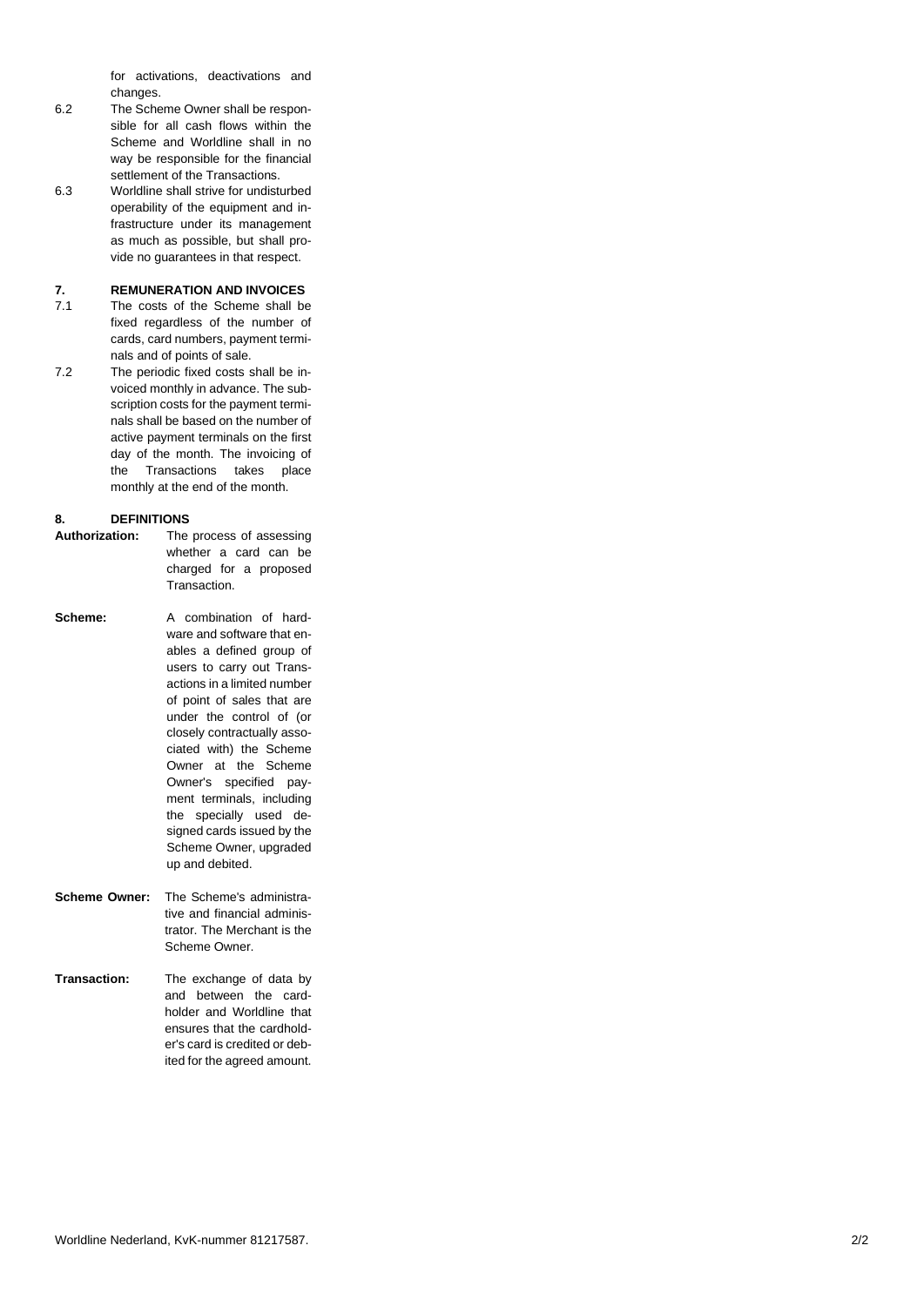for activations, deactivations and changes.

6.2 The Scheme Owner shall be responsible for all cash flows within the Scheme and Worldline shall in no way be responsible for the financial settlement of the Transactions.

6.3 Worldline shall strive for undisturbed operability of the equipment and infrastructure under its management as much as possible, but shall provide no guarantees in that respect.

## 7. REMUNERATION AND INVOICES

7.1 The costs of the Scheme shall be fixed regardless of the number of cards, card numbers, payment terminals and of points of sale.

7.2 The periodic fixed costs shall be invoiced monthly in advance. The subscription costs for the payment terminals shall be based on the number of active payment terminals on the first day of the month. The invoicing of the Transactions takes place monthly at the end of the month.

## 8. DEFINITIONS

**Authorization:** The process of assessing whether a card can be charged for a proposed Transaction.

**Scheme:** A combination of hardware and software that enables a defined group of users to carry out Transactions in a limited number of point of sales that are under the control of (or closely contractually associated with) the Scheme Owner at the Scheme Owner's specified payment terminals, including the specially used designed cards issued by the Scheme Owner, upgraded up and debited.

**Scheme Owner:** The Scheme's administrative and financial administrator. The Merchant is the Scheme Owner.

**Transaction:** The exchange of data by and between the cardholder and Worldline that ensures that the cardholder's card is credited or debited for the agreed amount.

Worldline Nederland, KvK-nummer 81217587.